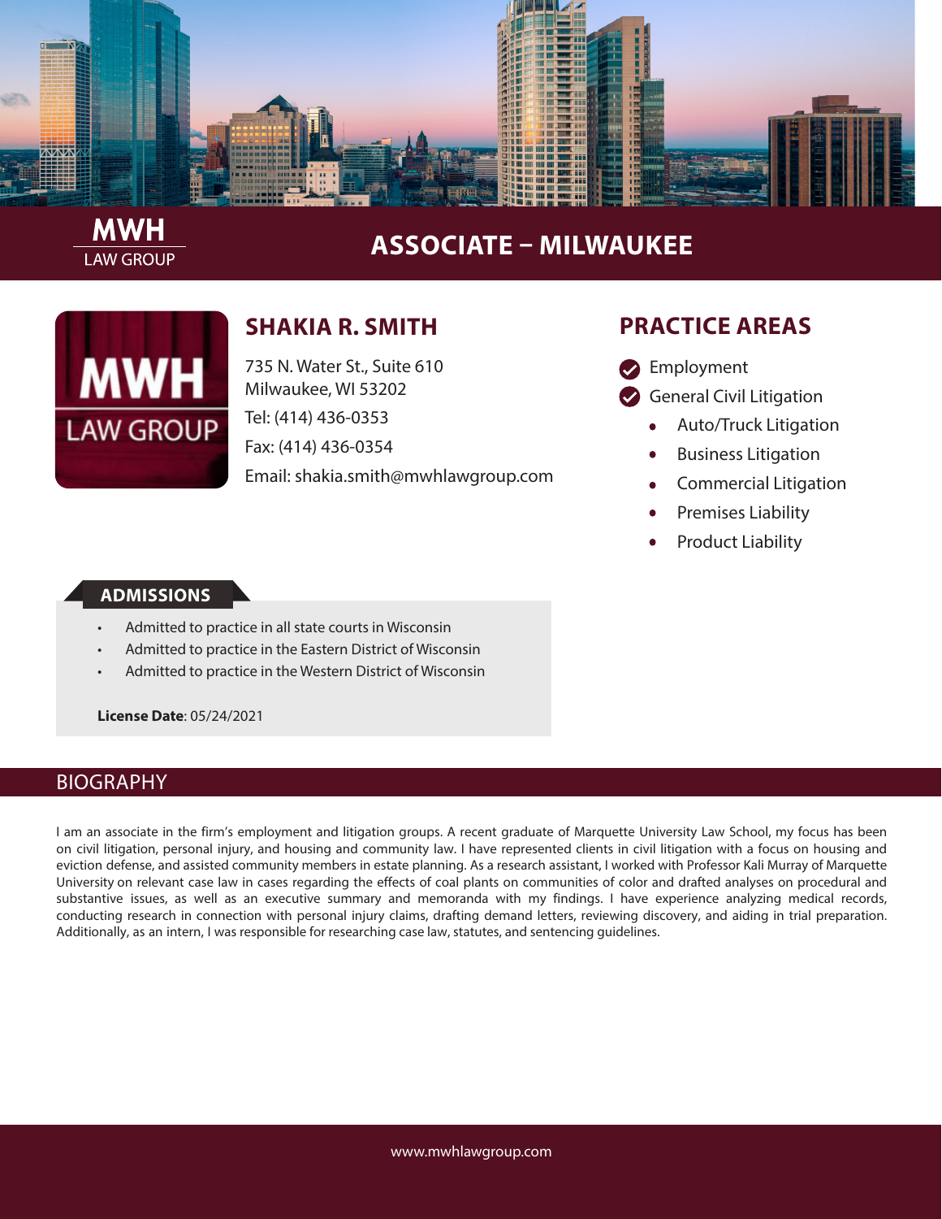**MWH**
LAW GROUP

# ASSOCIATE – MILWAUKEE

## SHAKIA R. SMITH

735 N. Water St., Suite 610
Milwaukee, WI 53202

Tel: (414) 436-0353

Fax: (414) 436-0354

Email: shakia.smith@mwhlawgroup.com

## PRACTICE AREAS

- Employment
- General Civil Litigation
  - Auto/Truck Litigation
  - Business Litigation
  - Commercial Litigation
  - Premises Liability
  - Product Liability

### ADMISSIONS

- Admitted to practice in all state courts in Wisconsin
- Admitted to practice in the Eastern District of Wisconsin
- Admitted to practice in the Western District of Wisconsin

**License Date**: 05/24/2021

## BIOGRAPHY

I am an associate in the firm's employment and litigation groups. A recent graduate of Marquette University Law School, my focus has been on civil litigation, personal injury, and housing and community law. I have represented clients in civil litigation with a focus on housing and eviction defense, and assisted community members in estate planning. As a research assistant, I worked with Professor Kali Murray of Marquette University on relevant case law in cases regarding the effects of coal plants on communities of color and drafted analyses on procedural and substantive issues, as well as an executive summary and memoranda with my findings. I have experience analyzing medical records, conducting research in connection with personal injury claims, drafting demand letters, reviewing discovery, and aiding in trial preparation. Additionally, as an intern, I was responsible for researching case law, statutes, and sentencing guidelines.

www.mwhlawgroup.com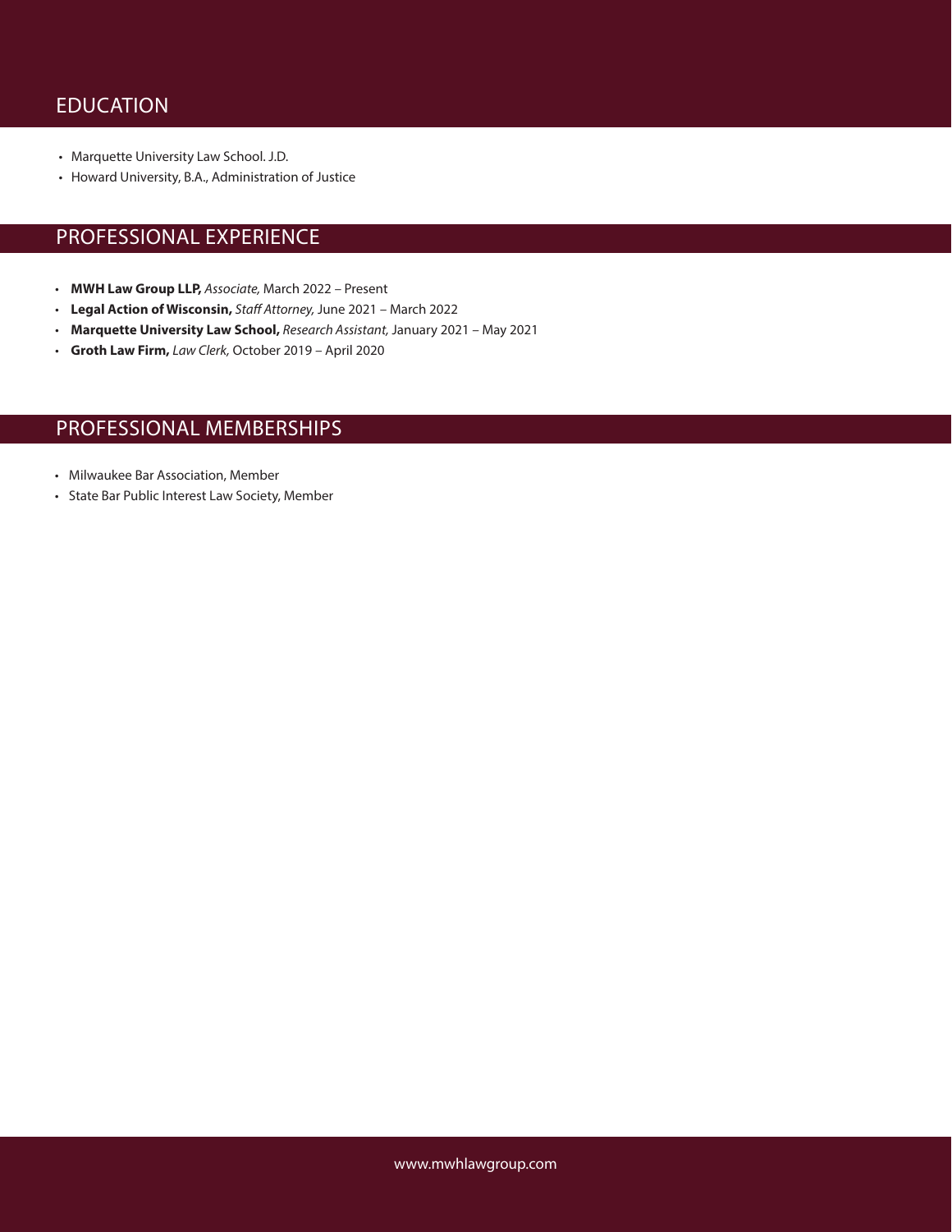## EDUCATION

- Marquette University Law School. J.D.
- Howard University, B.A., Administration of Justice

## PROFESSIONAL EXPERIENCE

- **MWH Law Group LLP,** *Associate,* March 2022 – Present
- **Legal Action of Wisconsin,** *Staff Attorney,* June 2021 – March 2022
- **Marquette University Law School,** *Research Assistant,* January 2021 – May 2021
- **Groth Law Firm,** *Law Clerk,* October 2019 – April 2020

## PROFESSIONAL MEMBERSHIPS

- Milwaukee Bar Association, Member
- State Bar Public Interest Law Society, Member